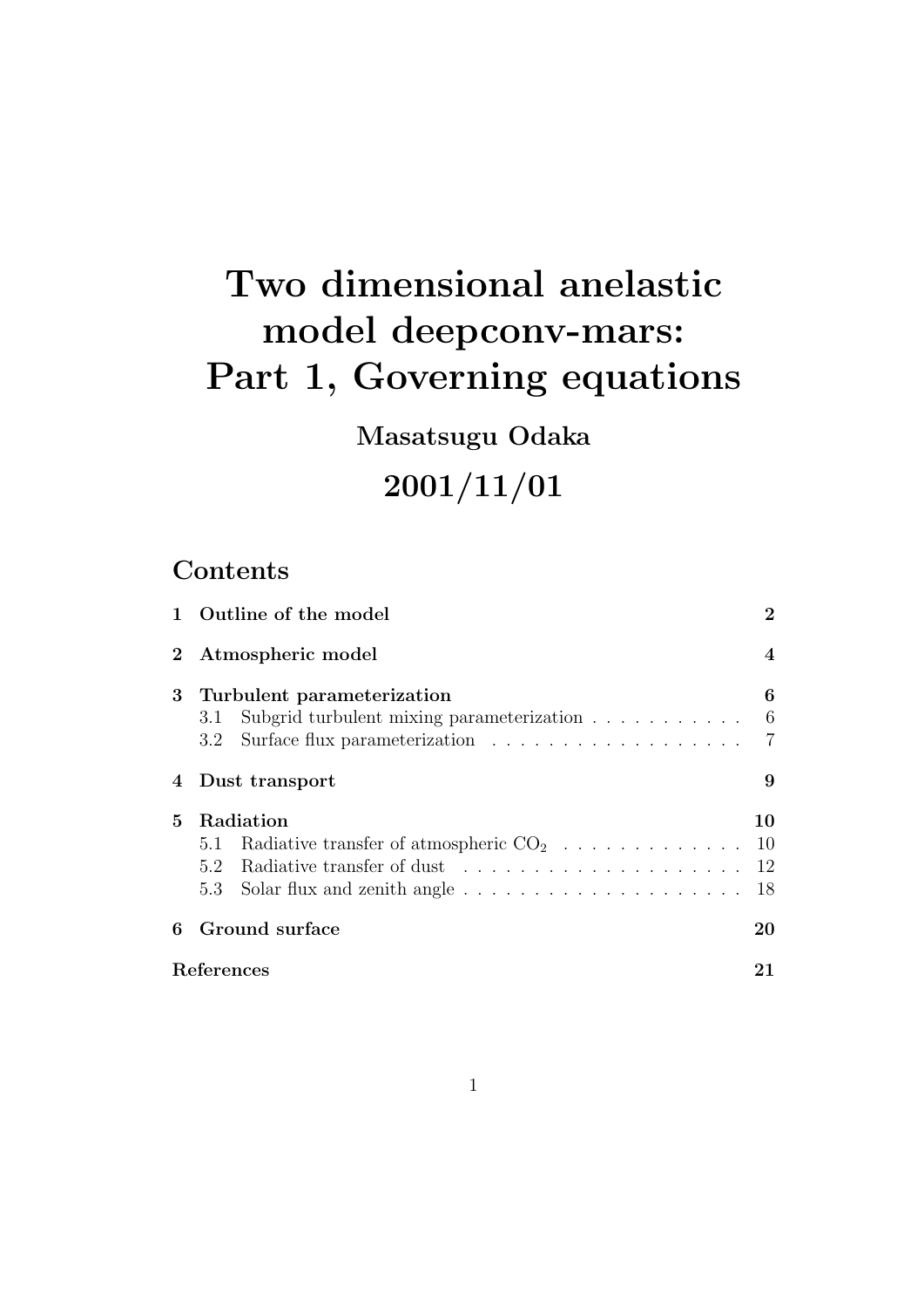# Two dimensional anelastic model deepconv-mars: Part 1, Governing equations

**Masatsugu Odaka**

**2001/11/01**

## Contents

**1 Outline of the model** — **2**

**2 Atmospheric model** — **4**

**3 Turbulent parameterization** — **6**

- 3.1 Subgrid turbulent mixing parameterization — 6
- 3.2 Surface flux parameterization — 7

**4 Dust transport** — **9**

**5 Radiation** — **10**

- 5.1 Radiative transfer of atmospheric $CO_2$ — 10
- 5.2 Radiative transfer of dust — 12
- 5.3 Solar flux and zenith angle — 18

**6 Ground surface** — **20**

**References** — **21**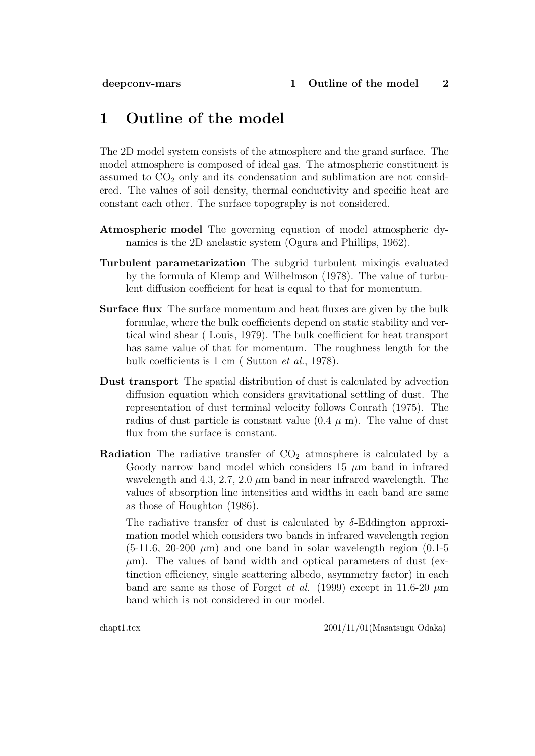# 1 Outline of the model

The 2D model system consists of the atmosphere and the grand surface. The model atmosphere is composed of ideal gas. The atmospheric constituent is assumed to $CO_2$ only and its condensation and sublimation are not considered. The values of soil density, thermal conductivity and specific heat are constant each other. The surface topography is not considered.

**Atmospheric model** The governing equation of model atmospheric dynamics is the 2D anelastic system (Ogura and Phillips, 1962).

**Turbulent parametarization** The subgrid turbulent mixingis evaluated by the formula of Klemp and Wilhelmson (1978). The value of turbulent diffusion coefficient for heat is equal to that for momentum.

**Surface flux** The surface momentum and heat fluxes are given by the bulk formulae, where the bulk coefficients depend on static stability and vertical wind shear ( Louis, 1979). The bulk coefficient for heat transport has same value of that for momentum. The roughness length for the bulk coefficients is 1 cm ( Sutton *et al.*, 1978).

**Dust transport** The spatial distribution of dust is calculated by advection diffusion equation which considers gravitational settling of dust. The representation of dust terminal velocity follows Conrath (1975). The radius of dust particle is constant value (0.4 $\mu$ m). The value of dust flux from the surface is constant.

**Radiation** The radiative transfer of $CO_2$ atmosphere is calculated by a Goody narrow band model which considers 15 $\mu$m band in infrared wavelength and 4.3, 2.7, 2.0 $\mu$m band in near infrared wavelength. The values of absorption line intensities and widths in each band are same as those of Houghton (1986).

The radiative transfer of dust is calculated by $\delta$-Eddington approximation model which considers two bands in infrared wavelength region (5-11.6, 20-200 $\mu$m) and one band in solar wavelength region (0.1-5 $\mu$m). The values of band width and optical parameters of dust (extinction efficiency, single scattering albedo, asymmetry factor) in each band are same as those of Forget *et al.* (1999) except in 11.6-20 $\mu$m band which is not considered in our model.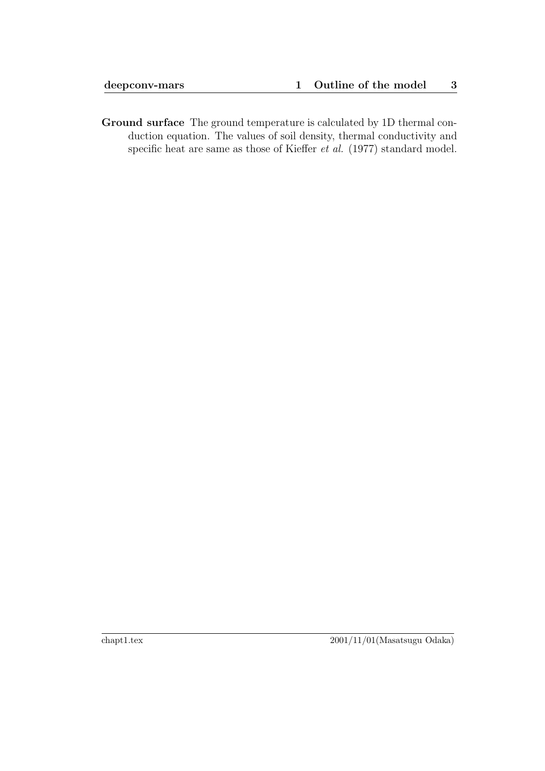**Ground surface** The ground temperature is calculated by 1D thermal conduction equation. The values of soil density, thermal conductivity and specific heat are same as those of Kieffer *et al.* (1977) standard model.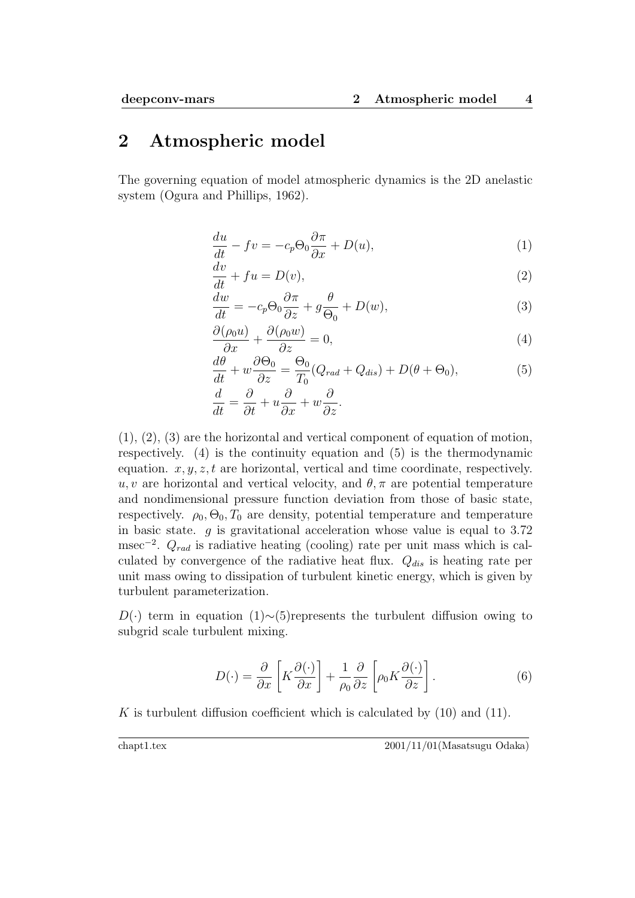# 2 Atmospheric model

The governing equation of model atmospheric dynamics is the 2D anelastic system (Ogura and Phillips, 1962).

$$\frac{du}{dt} - fv = -c_p \Theta_0 \frac{\partial \pi}{\partial x} + D(u), \tag{1}$$

$$\frac{dv}{dt} + fu = D(v), \tag{2}$$

$$\frac{dw}{dt} = -c_p \Theta_0 \frac{\partial \pi}{\partial z} + g\frac{\theta}{\Theta_0} + D(w), \tag{3}$$

$$\frac{\partial(\rho_0 u)}{\partial x} + \frac{\partial(\rho_0 w)}{\partial z} = 0, \tag{4}$$

$$\frac{d\theta}{dt} + w\frac{\partial \Theta_0}{\partial z} = \frac{\Theta_0}{T_0}(Q_{rad} + Q_{dis}) + D(\theta + \Theta_0), \tag{5}$$

$$\frac{d}{dt} = \frac{\partial}{\partial t} + u\frac{\partial}{\partial x} + w\frac{\partial}{\partial z}.$$

(1), (2), (3) are the horizontal and vertical component of equation of motion, respectively. (4) is the continuity equation and (5) is the thermodynamic equation. $x, y, z, t$ are horizontal, vertical and time coordinate, respectively. $u, v$ are horizontal and vertical velocity, and $\theta, \pi$ are potential temperature and nondimensional pressure function deviation from those of basic state, respectively. $\rho_0, \Theta_0, T_0$ are density, potential temperature and temperature in basic state. $g$ is gravitational acceleration whose value is equal to 3.72 $\mathrm{msec}^{-2}$. $Q_{rad}$ is radiative heating (cooling) rate per unit mass which is calculated by convergence of the radiative heat flux. $Q_{dis}$ is heating rate per unit mass owing to dissipation of turbulent kinetic energy, which is given by turbulent parameterization.

$D(\cdot)$ term in equation (1)$\sim$(5)represents the turbulent diffusion owing to subgrid scale turbulent mixing.

$$D(\cdot) = \frac{\partial}{\partial x}\left[K\frac{\partial(\cdot)}{\partial x}\right] + \frac{1}{\rho_0}\frac{\partial}{\partial z}\left[\rho_0 K\frac{\partial(\cdot)}{\partial z}\right]. \tag{6}$$

$K$ is turbulent diffusion coefficient which is calculated by (10) and (11).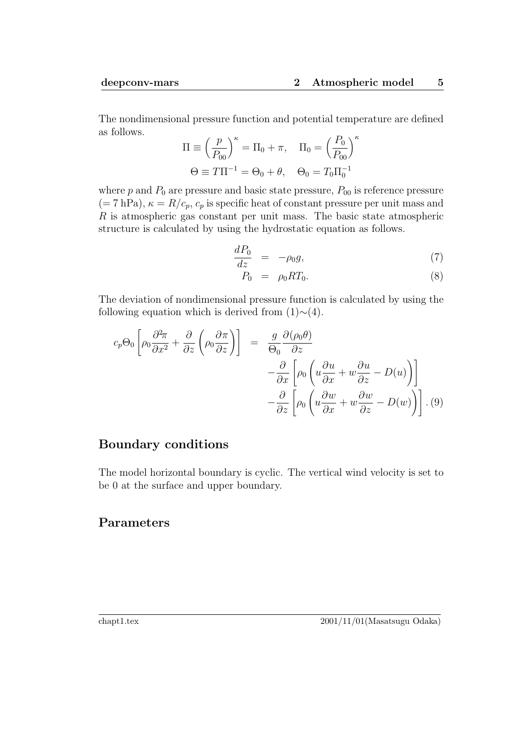The nondimensional pressure function and potential temperature are defined as follows.

$$
\Pi \equiv \left(\frac{p}{P_{00}}\right)^{\kappa} = \Pi_0 + \pi, \quad \Pi_0 = \left(\frac{P_0}{P_{00}}\right)^{\kappa}
$$

$$
\Theta \equiv T\Pi^{-1} = \Theta_0 + \theta, \quad \Theta_0 = T_0 \Pi_0^{-1}
$$

where $p$ and $P_0$ are pressure and basic state pressure, $P_{00}$ is reference pressure ($= 7\,\mathrm{hPa}$), $\kappa = R/c_p$, $c_p$ is specific heat of constant pressure per unit mass and $R$ is atmospheric gas constant per unit mass. The basic state atmospheric structure is calculated by using the hydrostatic equation as follows.

$$
\frac{dP_0}{dz} = -\rho_0 g, \tag{7}
$$

$$
P_0 = \rho_0 R T_0. \tag{8}
$$

The deviation of nondimensional pressure function is calculated by using the following equation which is derived from (1)∼(4).

$$
\begin{aligned}
c_p \Theta_0 \left[ \rho_0 \frac{\partial^2 \pi}{\partial x^2} + \frac{\partial}{\partial z}\left( \rho_0 \frac{\partial \pi}{\partial z} \right) \right] = & \frac{g}{\Theta_0} \frac{\partial (\rho_0 \theta)}{\partial z} \\
& - \frac{\partial}{\partial x}\left[ \rho_0 \left( u \frac{\partial u}{\partial x} + w \frac{\partial u}{\partial z} - D(u) \right) \right] \\
& - \frac{\partial}{\partial z}\left[ \rho_0 \left( u \frac{\partial w}{\partial x} + w \frac{\partial w}{\partial z} - D(w) \right) \right].
\end{aligned} \tag{9}
$$

## Boundary conditions

The model horizontal boundary is cyclic. The vertical wind velocity is set to be 0 at the surface and upper boundary.

## Parameters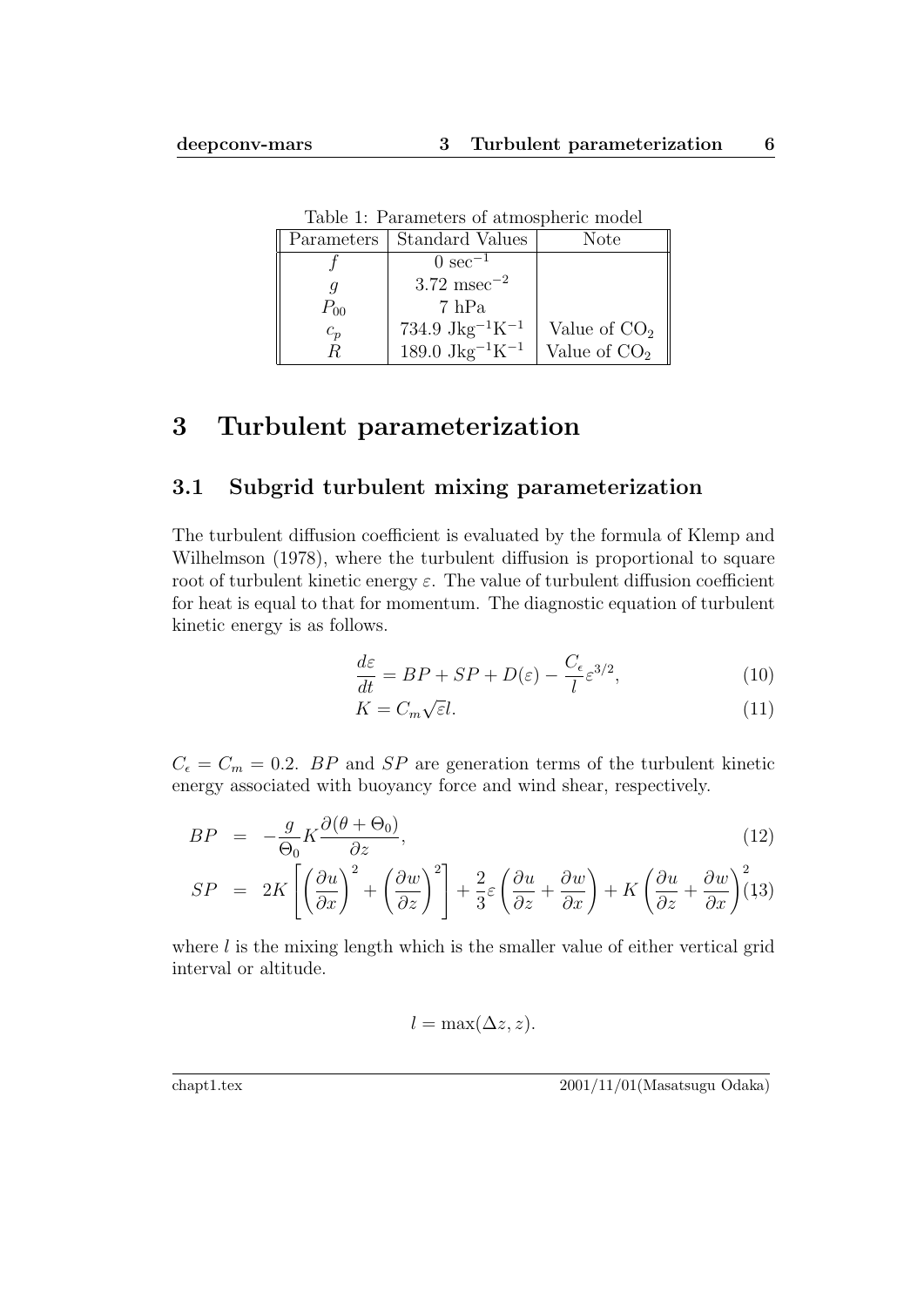Table 1: Parameters of atmospheric model

| Parameters | Standard Values | Note |
|---|---|---|
| $f$ | $0 \text{ sec}^{-1}$ | |
| $g$ | $3.72 \text{ msec}^{-2}$ | |
| $P_{00}$ | 7 hPa | |
| $c_p$ | $734.9 \text{ Jkg}^{-1}\text{K}^{-1}$ | Value of $CO_2$ |
| $R$ | $189.0 \text{ Jkg}^{-1}\text{K}^{-1}$ | Value of $CO_2$ |

# 3 Turbulent parameterization

## 3.1 Subgrid turbulent mixing parameterization

The turbulent diffusion coefficient is evaluated by the formula of Klemp and Wilhelmson (1978), where the turbulent diffusion is proportional to square root of turbulent kinetic energy $\varepsilon$. The value of turbulent diffusion coefficient for heat is equal to that for momentum. The diagnostic equation of turbulent kinetic energy is as follows.

$$\frac{d\varepsilon}{dt} = BP + SP + D(\varepsilon) - \frac{C_\epsilon}{l}\varepsilon^{3/2}, \tag{10}$$

$$K = C_m\sqrt{\varepsilon}l. \tag{11}$$

$C_\epsilon = C_m = 0.2$. $BP$ and $SP$ are generation terms of the turbulent kinetic energy associated with buoyancy force and wind shear, respectively.

$$BP = -\frac{g}{\Theta_0}K\frac{\partial(\theta + \Theta_0)}{\partial z}, \tag{12}$$

$$SP = 2K\left[\left(\frac{\partial u}{\partial x}\right)^2 + \left(\frac{\partial w}{\partial z}\right)^2\right] + \frac{2}{3}\varepsilon\left(\frac{\partial u}{\partial z} + \frac{\partial w}{\partial x}\right) + K\left(\frac{\partial u}{\partial z} + \frac{\partial w}{\partial x}\right)^2 \tag{13}$$

where $l$ is the mixing length which is the smaller value of either vertical grid interval or altitude.

$$l = \max(\Delta z, z).$$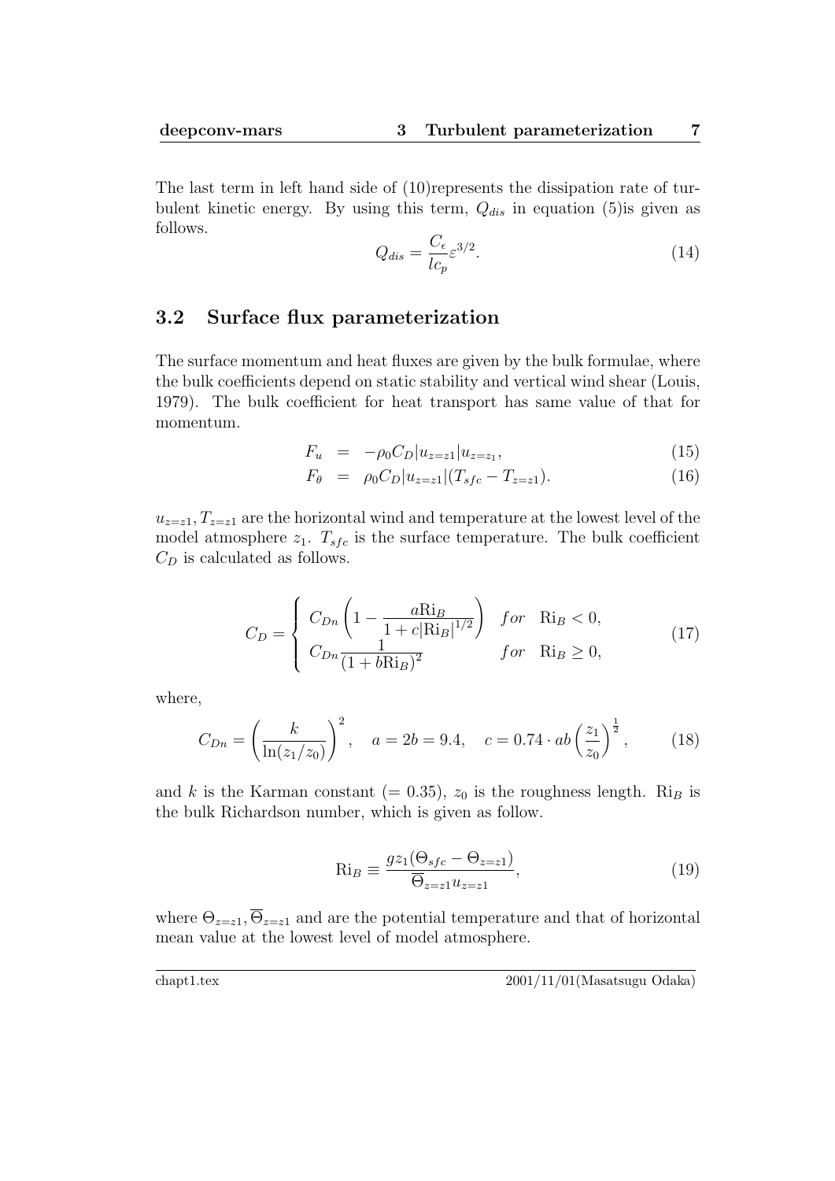The last term in left hand side of (10)represents the dissipation rate of turbulent kinetic energy. By using this term, $Q_{dis}$ in equation (5)is given as follows.

$$Q_{dis} = \frac{C_\epsilon}{lc_p}\varepsilon^{3/2}. \tag{14}$$

## 3.2 Surface flux parameterization

The surface momentum and heat fluxes are given by the bulk formulae, where the bulk coefficients depend on static stability and vertical wind shear (Louis, 1979). The bulk coefficient for heat transport has same value of that for momentum.

$$F_u = -\rho_0 C_D |u_{z=z1}| u_{z=z_1}, \tag{15}$$

$$F_\theta = \rho_0 C_D |u_{z=z1}| (T_{sfc} - T_{z=z1}). \tag{16}$$

$u_{z=z1}, T_{z=z1}$ are the horizontal wind and temperature at the lowest level of the model atmosphere $z_1$. $T_{sfc}$ is the surface temperature. The bulk coefficient $C_D$ is calculated as follows.

$$C_D = \begin{cases} C_{Dn}\left(1 - \dfrac{a\mathrm{Ri}_B}{1 + c|\mathrm{Ri}_B|^{1/2}}\right) & for \quad \mathrm{Ri}_B < 0, \\ C_{Dn}\dfrac{1}{(1 + b\mathrm{Ri}_B)^2} & for \quad \mathrm{Ri}_B \geq 0, \end{cases} \tag{17}$$

where,

$$C_{Dn} = \left(\frac{k}{\ln(z_1/z_0)}\right)^2, \quad a = 2b = 9.4, \quad c = 0.74 \cdot ab\left(\frac{z_1}{z_0}\right)^{\frac{1}{2}}, \tag{18}$$

and $k$ is the Karman constant ($= 0.35$), $z_0$ is the roughness length. $\mathrm{Ri}_B$ is the bulk Richardson number, which is given as follow.

$$\mathrm{Ri}_B \equiv \frac{gz_1(\Theta_{sfc} - \Theta_{z=z1})}{\overline{\Theta}_{z=z1} u_{z=z1}}, \tag{19}$$

where $\Theta_{z=z1}, \overline{\Theta}_{z=z1}$ and are the potential temperature and that of horizontal mean value at the lowest level of model atmosphere.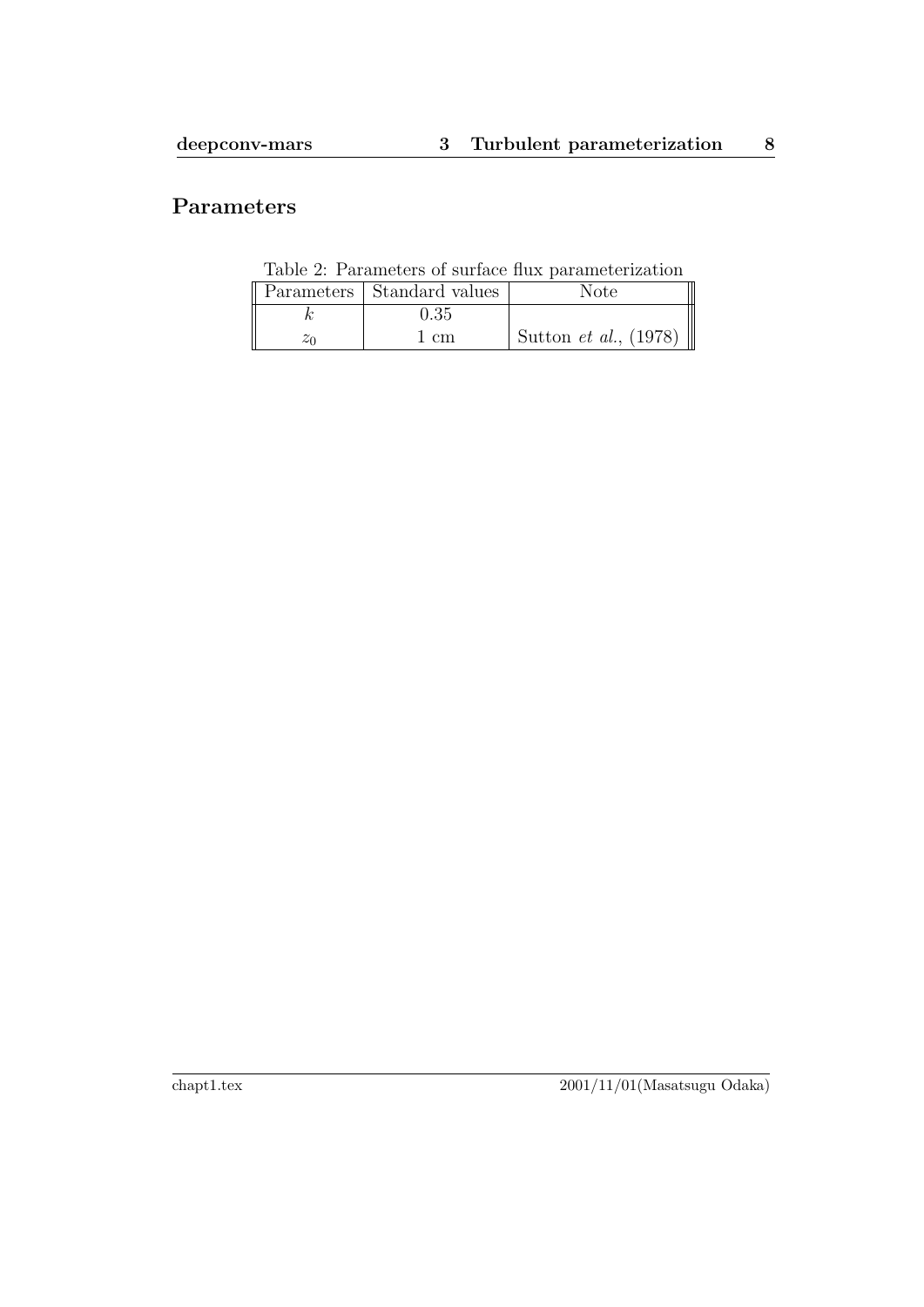## Parameters

Table 2: Parameters of surface flux parameterization

| Parameters | Standard values | Note |
|---|---|---|
| $k$ | 0.35 | |
| $z_0$ | 1 cm | Sutton *et al.*, (1978) |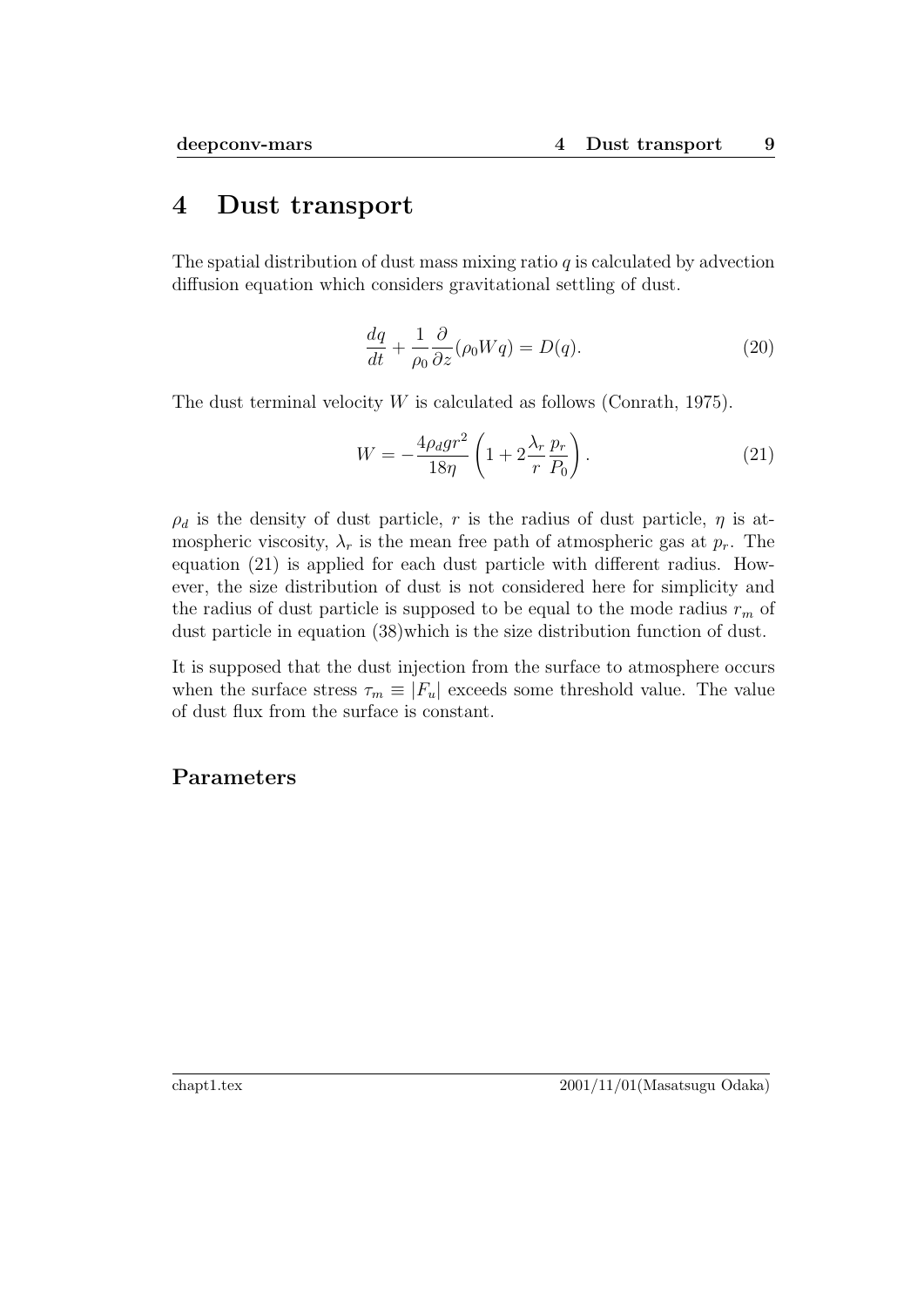# 4 Dust transport

The spatial distribution of dust mass mixing ratio $q$ is calculated by advection diffusion equation which considers gravitational settling of dust.

$$\frac{dq}{dt} + \frac{1}{\rho_0}\frac{\partial}{\partial z}(\rho_0 W q) = D(q). \tag{20}$$

The dust terminal velocity $W$ is calculated as follows (Conrath, 1975).

$$W = -\frac{4\rho_d g r^2}{18\eta}\left(1 + 2\frac{\lambda_r}{r}\frac{p_r}{P_0}\right). \tag{21}$$

$\rho_d$ is the density of dust particle, $r$ is the radius of dust particle, $\eta$ is atmospheric viscosity, $\lambda_r$ is the mean free path of atmospheric gas at $p_r$. The equation (21) is applied for each dust particle with different radius. However, the size distribution of dust is not considered here for simplicity and the radius of dust particle is supposed to be equal to the mode radius $r_m$ of dust particle in equation (38)which is the size distribution function of dust.

It is supposed that the dust injection from the surface to atmosphere occurs when the surface stress $\tau_m \equiv |F_u|$ exceeds some threshold value. The value of dust flux from the surface is constant.

## Parameters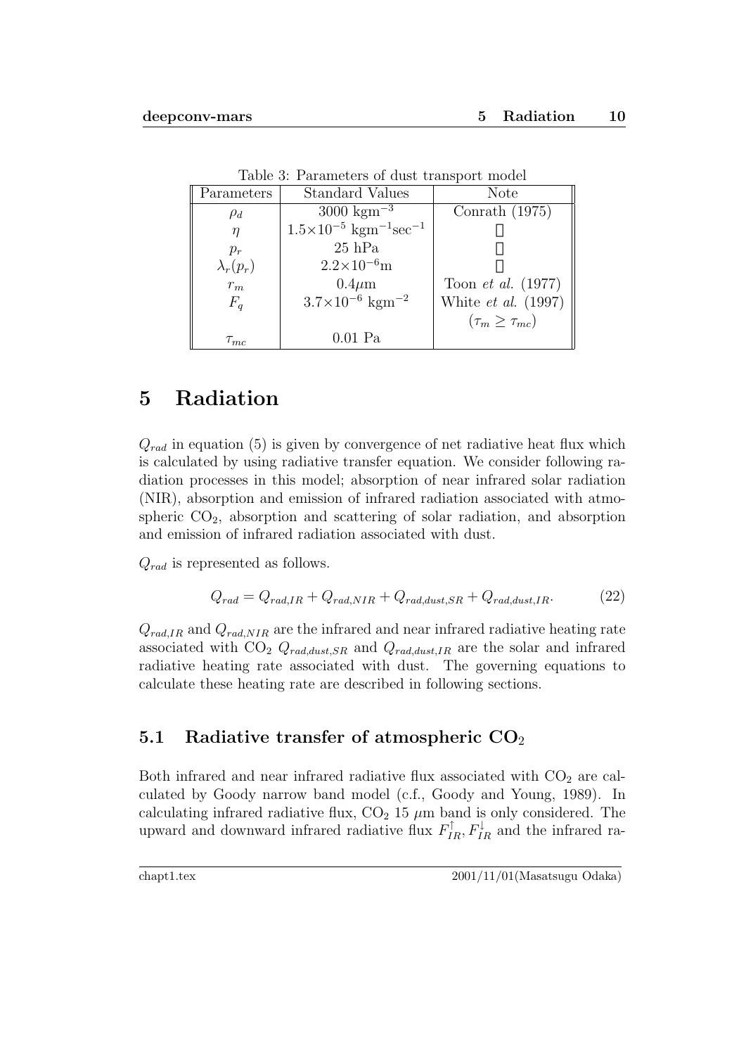Table 3: Parameters of dust transport model

| Parameters | Standard Values | Note |
|---|---|---|
| $\rho_d$ | 3000 $\mathrm{kgm^{-3}}$ | Conrath (1975) |
| $\eta$ | $1.5\times10^{-5}$ $\mathrm{kgm^{-1}sec^{-1}}$ | 〃 |
| $p_r$ | 25 hPa | 〃 |
| $\lambda_r(p_r)$ | $2.2\times10^{-6}$m | 〃 |
| $r_m$ | 0.4$\mu$m | Toon *et al.* (1977) |
| $F_q$ | $3.7\times10^{-6}$ $\mathrm{kgm^{-2}}$ | White *et al.* (1997) |
| | | ($\tau_m \geq \tau_{mc}$) |
| $\tau_{mc}$ | 0.01 Pa | |

# 5 Radiation

$Q_{rad}$ in equation (5) is given by convergence of net radiative heat flux which is calculated by using radiative transfer equation. We consider following radiation processes in this model; absorption of near infrared solar radiation (NIR), absorption and emission of infrared radiation associated with atmospheric $CO_2$, absorption and scattering of solar radiation, and absorption and emission of infrared radiation associated with dust.

$Q_{rad}$ is represented as follows.

$$Q_{rad} = Q_{rad,IR} + Q_{rad,NIR} + Q_{rad,dust,SR} + Q_{rad,dust,IR}. \tag{22}$$

$Q_{rad,IR}$ and $Q_{rad,NIR}$ are the infrared and near infrared radiative heating rate associated with $CO_2$ $Q_{rad,dust,SR}$ and $Q_{rad,dust,IR}$ are the solar and infrared radiative heating rate associated with dust. The governing equations to calculate these heating rate are described in following sections.

## 5.1 Radiative transfer of atmospheric $CO_2$

Both infrared and near infrared radiative flux associated with $CO_2$ are calculated by Goody narrow band model (c.f., Goody and Young, 1989). In calculating infrared radiative flux, $CO_2$ 15 $\mu$m band is only considered. The upward and downward infrared radiative flux $F_{IR}^{\uparrow}, F_{IR}^{\downarrow}$ and the infrared ra-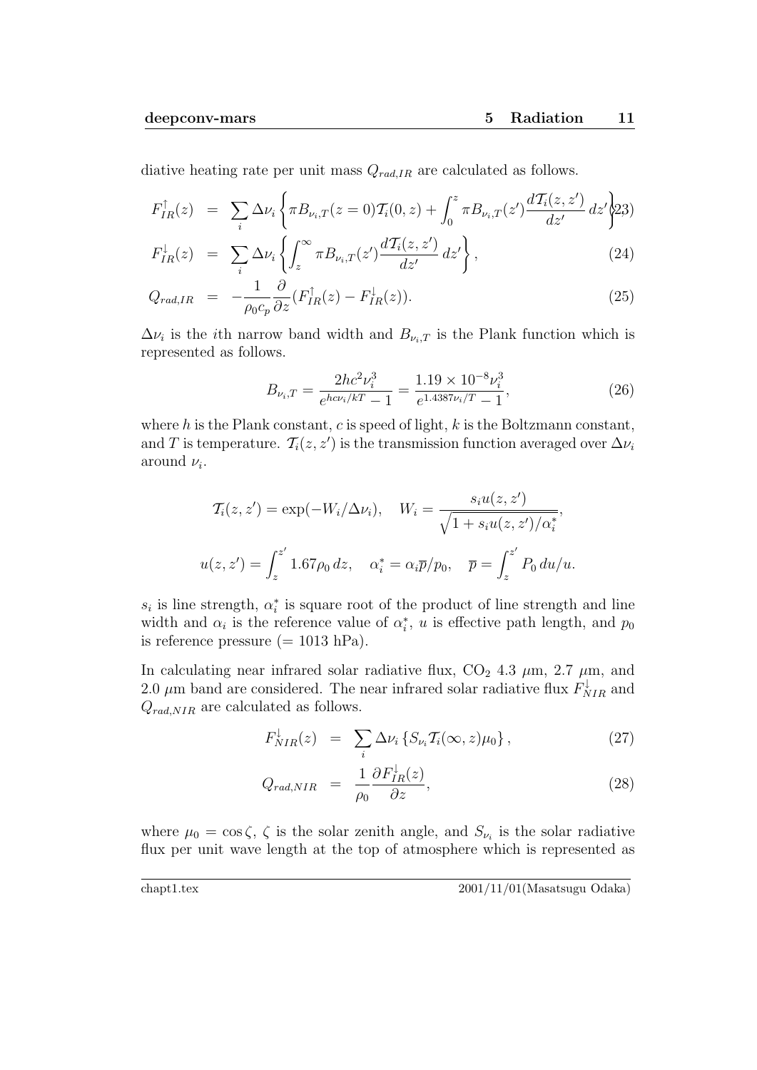diative heating rate per unit mass $Q_{rad,IR}$ are calculated as follows.

$$F_{IR}^{\uparrow}(z) = \sum_i \Delta\nu_i \left\{ \pi B_{\nu_i,T}(z=0)\mathcal{T}_i(0,z) + \int_0^z \pi B_{\nu_i,T}(z') \frac{d\mathcal{T}_i(z,z')}{dz'}\, dz' \right\} \quad (23)$$

$$F_{IR}^{\downarrow}(z) = \sum_i \Delta\nu_i \left\{ \int_z^\infty \pi B_{\nu_i,T}(z') \frac{d\mathcal{T}_i(z,z')}{dz'}\, dz' \right\}, \quad (24)$$

$$Q_{rad,IR} = -\frac{1}{\rho_0 c_p}\frac{\partial}{\partial z}(F_{IR}^{\uparrow}(z) - F_{IR}^{\downarrow}(z)). \quad (25)$$

$\Delta\nu_i$ is the $i$th narrow band width and $B_{\nu_i,T}$ is the Plank function which is represented as follows.

$$B_{\nu_i,T} = \frac{2hc^2\nu_i^3}{e^{hc\nu_i/kT} - 1} = \frac{1.19 \times 10^{-8}\nu_i^3}{e^{1.4387\nu_i/T} - 1}, \quad (26)$$

where $h$ is the Plank constant, $c$ is speed of light, $k$ is the Boltzmann constant, and $T$ is temperature. $\mathcal{T}_i(z,z')$ is the transmission function averaged over $\Delta\nu_i$ around $\nu_i$.

$$\mathcal{T}_i(z,z') = \exp(-W_i/\Delta\nu_i), \quad W_i = \frac{s_i u(z,z')}{\sqrt{1 + s_i u(z,z')/\alpha_i^*}},$$

$$u(z,z') = \int_z^{z'} 1.67\rho_0\, dz, \quad \alpha_i^* = \alpha_i \overline{p}/p_0, \quad \overline{p} = \int_z^{z'} P_0\, du/u.$$

$s_i$ is line strength, $\alpha_i^*$ is square root of the product of line strength and line width and $\alpha_i$ is the reference value of $\alpha_i^*$, $u$ is effective path length, and $p_0$ is reference pressure (= 1013 hPa).

In calculating near infrared solar radiative flux, $CO_2$ 4.3 $\mu$m, 2.7 $\mu$m, and 2.0 $\mu$m band are considered. The near infrared solar radiative flux $F_{NIR}^{\downarrow}$ and $Q_{rad,NIR}$ are calculated as follows.

$$F_{NIR}^{\downarrow}(z) = \sum_i \Delta\nu_i \left\{ S_{\nu_i}\mathcal{T}_i(\infty,z)\mu_0 \right\}, \quad (27)$$

$$Q_{rad,NIR} = \frac{1}{\rho_0}\frac{\partial F_{IR}^{\downarrow}(z)}{\partial z}, \quad (28)$$

where $\mu_0 = \cos\zeta$, $\zeta$ is the solar zenith angle, and $S_{\nu_i}$ is the solar radiative flux per unit wave length at the top of atmosphere which is represented as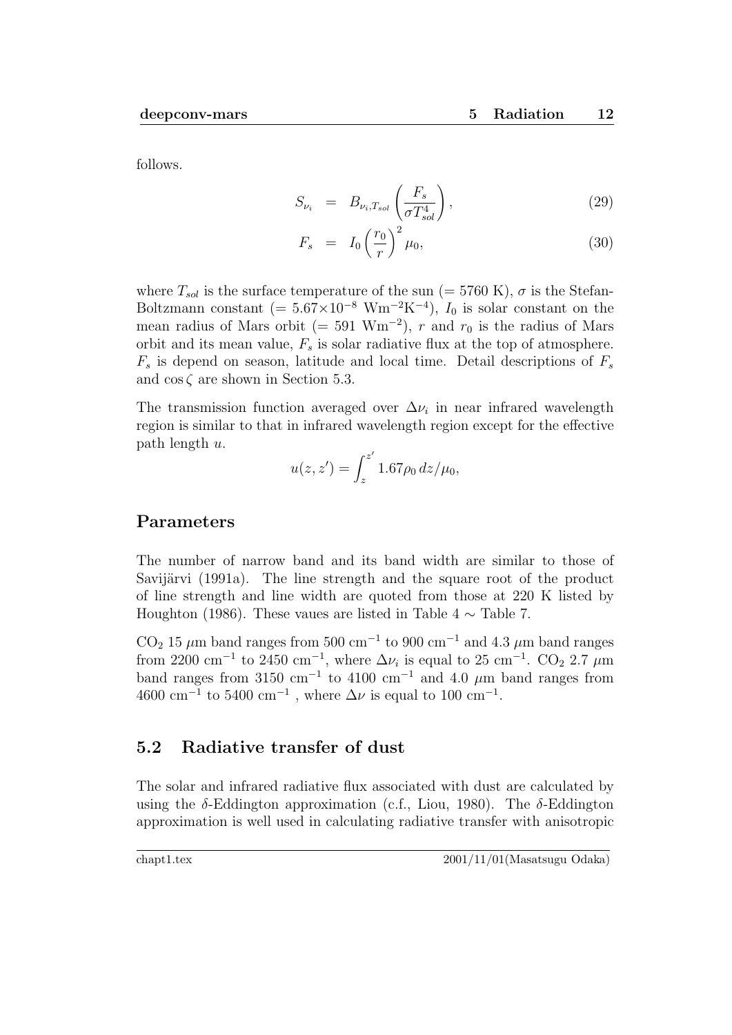follows.

$$S_{\nu_i} = B_{\nu_i, T_{sol}} \left( \frac{F_s}{\sigma T_{sol}^4} \right), \tag{29}$$

$$F_s = I_0 \left( \frac{r_0}{r} \right)^2 \mu_0, \tag{30}$$

where $T_{sol}$ is the surface temperature of the sun ($= 5760$ K), $\sigma$ is the Stefan-Boltzmann constant ($= 5.67 \times 10^{-8}$ Wm$^{-2}$K$^{-4}$), $I_0$ is solar constant on the mean radius of Mars orbit ($= 591$ Wm$^{-2}$), $r$ and $r_0$ is the radius of Mars orbit and its mean value, $F_s$ is solar radiative flux at the top of atmosphere. $F_s$ is depend on season, latitude and local time. Detail descriptions of $F_s$ and $\cos\zeta$ are shown in Section 5.3.

The transmission function averaged over $\Delta\nu_i$ in near infrared wavelength region is similar to that in infrared wavelength region except for the effective path length $u$.

$$u(z, z') = \int_z^{z'} 1.67 \rho_0 \, dz / \mu_0,$$

## Parameters

The number of narrow band and its band width are similar to those of Savijärvi (1991a). The line strength and the square root of the product of line strength and line width are quoted from those at 220 K listed by Houghton (1986). These vaues are listed in Table 4 $\sim$ Table 7.

$CO_2$ 15 $\mu$m band ranges from 500 cm$^{-1}$ to 900 cm$^{-1}$ and 4.3 $\mu$m band ranges from 2200 cm$^{-1}$ to 2450 cm$^{-1}$, where $\Delta\nu_i$ is equal to 25 cm$^{-1}$. $CO_2$ 2.7 $\mu$m band ranges from 3150 cm$^{-1}$ to 4100 cm$^{-1}$ and 4.0 $\mu$m band ranges from 4600 cm$^{-1}$ to 5400 cm$^{-1}$ , where $\Delta\nu$ is equal to 100 cm$^{-1}$.

## 5.2 Radiative transfer of dust

The solar and infrared radiative flux associated with dust are calculated by using the $\delta$-Eddington approximation (c.f., Liou, 1980). The $\delta$-Eddington approximation is well used in calculating radiative transfer with anisotropic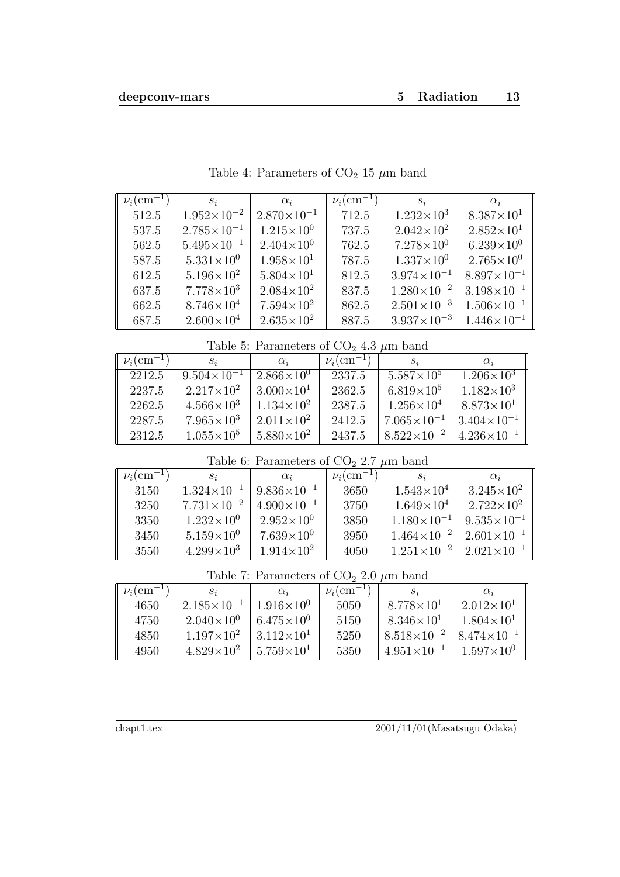Table 4: Parameters of $CO_2$ 15 $\mu$m band

| $\nu_i$(cm$^{-1}$) | $s_i$ | $\alpha_i$ | $\nu_i$(cm$^{-1}$) | $s_i$ | $\alpha_i$ |
|---|---|---|---|---|---|
| 512.5 | $1.952\times10^{-2}$ | $2.870\times10^{-1}$ | 712.5 | $1.232\times10^{3}$ | $8.387\times10^{1}$ |
| 537.5 | $2.785\times10^{-1}$ | $1.215\times10^{0}$ | 737.5 | $2.042\times10^{2}$ | $2.852\times10^{1}$ |
| 562.5 | $5.495\times10^{-1}$ | $2.404\times10^{0}$ | 762.5 | $7.278\times10^{0}$ | $6.239\times10^{0}$ |
| 587.5 | $5.331\times10^{0}$ | $1.958\times10^{1}$ | 787.5 | $1.337\times10^{0}$ | $2.765\times10^{0}$ |
| 612.5 | $5.196\times10^{2}$ | $5.804\times10^{1}$ | 812.5 | $3.974\times10^{-1}$ | $8.897\times10^{-1}$ |
| 637.5 | $7.778\times10^{3}$ | $2.084\times10^{2}$ | 837.5 | $1.280\times10^{-2}$ | $3.198\times10^{-1}$ |
| 662.5 | $8.746\times10^{4}$ | $7.594\times10^{2}$ | 862.5 | $2.501\times10^{-3}$ | $1.506\times10^{-1}$ |
| 687.5 | $2.600\times10^{4}$ | $2.635\times10^{2}$ | 887.5 | $3.937\times10^{-3}$ | $1.446\times10^{-1}$ |

Table 5: Parameters of $CO_2$ 4.3 $\mu$m band

| $\nu_i$(cm$^{-1}$) | $s_i$ | $\alpha_i$ | $\nu_i$(cm$^{-1}$) | $s_i$ | $\alpha_i$ |
|---|---|---|---|---|---|
| 2212.5 | $9.504\times10^{-1}$ | $2.866\times10^{0}$ | 2337.5 | $5.587\times10^{5}$ | $1.206\times10^{3}$ |
| 2237.5 | $2.217\times10^{2}$ | $3.000\times10^{1}$ | 2362.5 | $6.819\times10^{5}$ | $1.182\times10^{3}$ |
| 2262.5 | $4.566\times10^{3}$ | $1.134\times10^{2}$ | 2387.5 | $1.256\times10^{4}$ | $8.873\times10^{1}$ |
| 2287.5 | $7.965\times10^{3}$ | $2.011\times10^{2}$ | 2412.5 | $7.065\times10^{-1}$ | $3.404\times10^{-1}$ |
| 2312.5 | $1.055\times10^{5}$ | $5.880\times10^{2}$ | 2437.5 | $8.522\times10^{-2}$ | $4.236\times10^{-1}$ |

Table 6: Parameters of $CO_2$ 2.7 $\mu$m band

| $\nu_i$(cm$^{-1}$) | $s_i$ | $\alpha_i$ | $\nu_i$(cm$^{-1}$) | $s_i$ | $\alpha_i$ |
|---|---|---|---|---|---|
| 3150 | $1.324\times10^{-1}$ | $9.836\times10^{-1}$ | 3650 | $1.543\times10^{4}$ | $3.245\times10^{2}$ |
| 3250 | $7.731\times10^{-2}$ | $4.900\times10^{-1}$ | 3750 | $1.649\times10^{4}$ | $2.722\times10^{2}$ |
| 3350 | $1.232\times10^{0}$ | $2.952\times10^{0}$ | 3850 | $1.180\times10^{-1}$ | $9.535\times10^{-1}$ |
| 3450 | $5.159\times10^{0}$ | $7.639\times10^{0}$ | 3950 | $1.464\times10^{-2}$ | $2.601\times10^{-1}$ |
| 3550 | $4.299\times10^{3}$ | $1.914\times10^{2}$ | 4050 | $1.251\times10^{-2}$ | $2.021\times10^{-1}$ |

Table 7: Parameters of $CO_2$ 2.0 $\mu$m band

| $\nu_i$(cm$^{-1}$) | $s_i$ | $\alpha_i$ | $\nu_i$(cm$^{-1}$) | $s_i$ | $\alpha_i$ |
|---|---|---|---|---|---|
| 4650 | $2.185\times10^{-1}$ | $1.916\times10^{0}$ | 5050 | $8.778\times10^{1}$ | $2.012\times10^{1}$ |
| 4750 | $2.040\times10^{0}$ | $6.475\times10^{0}$ | 5150 | $8.346\times10^{1}$ | $1.804\times10^{1}$ |
| 4850 | $1.197\times10^{2}$ | $3.112\times10^{1}$ | 5250 | $8.518\times10^{-2}$ | $8.474\times10^{-1}$ |
| 4950 | $4.829\times10^{2}$ | $5.759\times10^{1}$ | 5350 | $4.951\times10^{-1}$ | $1.597\times10^{0}$ |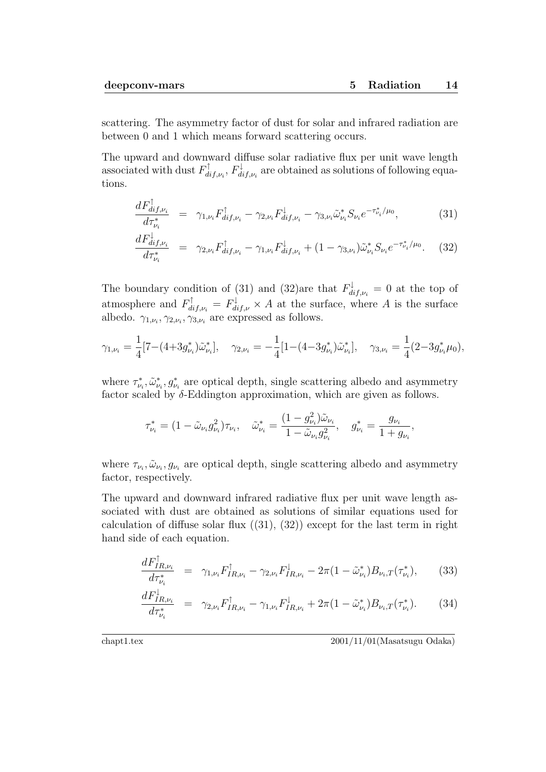scattering. The asymmetry factor of dust for solar and infrared radiation are between 0 and 1 which means forward scattering occurs.

The upward and downward diffuse solar radiative flux per unit wave length associated with dust $F^{\uparrow}_{dif,\nu_i}$, $F^{\downarrow}_{dif,\nu_i}$ are obtained as solutions of following equations.

$$
\begin{aligned}
\frac{dF^{\uparrow}_{dif,\nu_i}}{d\tau^*_{\nu_i}} &= \gamma_{1,\nu_i} F^{\uparrow}_{dif,\nu_i} - \gamma_{2,\nu_i} F^{\downarrow}_{dif,\nu_i} - \gamma_{3,\nu_i} \tilde{\omega}^*_{\nu_i} S_{\nu_i} e^{-\tau^*_{\nu_i}/\mu_0}, \quad (31) \\
\frac{dF^{\downarrow}_{dif,\nu_i}}{d\tau^*_{\nu_i}} &= \gamma_{2,\nu_i} F^{\uparrow}_{dif,\nu_i} - \gamma_{1,\nu_i} F^{\downarrow}_{dif,\nu_i} + (1-\gamma_{3,\nu_i}) \tilde{\omega}^*_{\nu_i} S_{\nu_i} e^{-\tau^*_{\nu_i}/\mu_0}. \quad (32)
\end{aligned}
$$

The boundary condition of (31) and (32)are that $F^{\downarrow}_{dif,\nu_i} = 0$ at the top of atmosphere and $F^{\uparrow}_{dif,\nu_i} = F^{\downarrow}_{dif,\nu} \times A$ at the surface, where $A$ is the surface albedo. $\gamma_{1,\nu_i}, \gamma_{2,\nu_i}, \gamma_{3,\nu_i}$ are expressed as follows.

$$
\gamma_{1,\nu_i} = \frac{1}{4}[7-(4+3g^*_{\nu_i})\tilde{\omega}^*_{\nu_i}], \quad \gamma_{2,\nu_i} = -\frac{1}{4}[1-(4-3g^*_{\nu_i})\tilde{\omega}^*_{\nu_i}], \quad \gamma_{3,\nu_i} = \frac{1}{4}(2-3g^*_{\nu_i}\mu_0),
$$

where $\tau^*_{\nu_i}, \tilde{\omega}^*_{\nu_i}, g^*_{\nu_i}$ are optical depth, single scattering albedo and asymmetry factor scaled by $\delta$-Eddington approximation, which are given as follows.

$$
\tau^*_{\nu_i} = (1-\tilde{\omega}_{\nu_i} g^2_{\nu_i})\tau_{\nu_i}, \quad \tilde{\omega}^*_{\nu_i} = \frac{(1-g^2_{\nu_i})\tilde{\omega}_{\nu_i}}{1-\tilde{\omega}_{\nu_i} g^2_{\nu_i}}, \quad g^*_{\nu_i} = \frac{g_{\nu_i}}{1+g_{\nu_i}},
$$

where $\tau_{\nu_i}, \tilde{\omega}_{\nu_i}, g_{\nu_i}$ are optical depth, single scattering albedo and asymmetry factor, respectively.

The upward and downward infrared radiative flux per unit wave length associated with dust are obtained as solutions of similar equations used for calculation of diffuse solar flux ((31), (32)) except for the last term in right hand side of each equation.

$$
\begin{aligned}
\frac{dF^{\uparrow}_{IR,\nu_i}}{d\tau^*_{\nu_i}} &= \gamma_{1,\nu_i} F^{\uparrow}_{IR,\nu_i} - \gamma_{2,\nu_i} F^{\downarrow}_{IR,\nu_i} - 2\pi(1-\tilde{\omega}^*_{\nu_i}) B_{\nu_i,T}(\tau^*_{\nu_i}), \quad (33) \\
\frac{dF^{\downarrow}_{IR,\nu_i}}{d\tau^*_{\nu_i}} &= \gamma_{2,\nu_i} F^{\uparrow}_{IR,\nu_i} - \gamma_{1,\nu_i} F^{\downarrow}_{IR,\nu_i} + 2\pi(1-\tilde{\omega}^*_{\nu_i}) B_{\nu_i,T}(\tau^*_{\nu_i}). \quad (34)
\end{aligned}
$$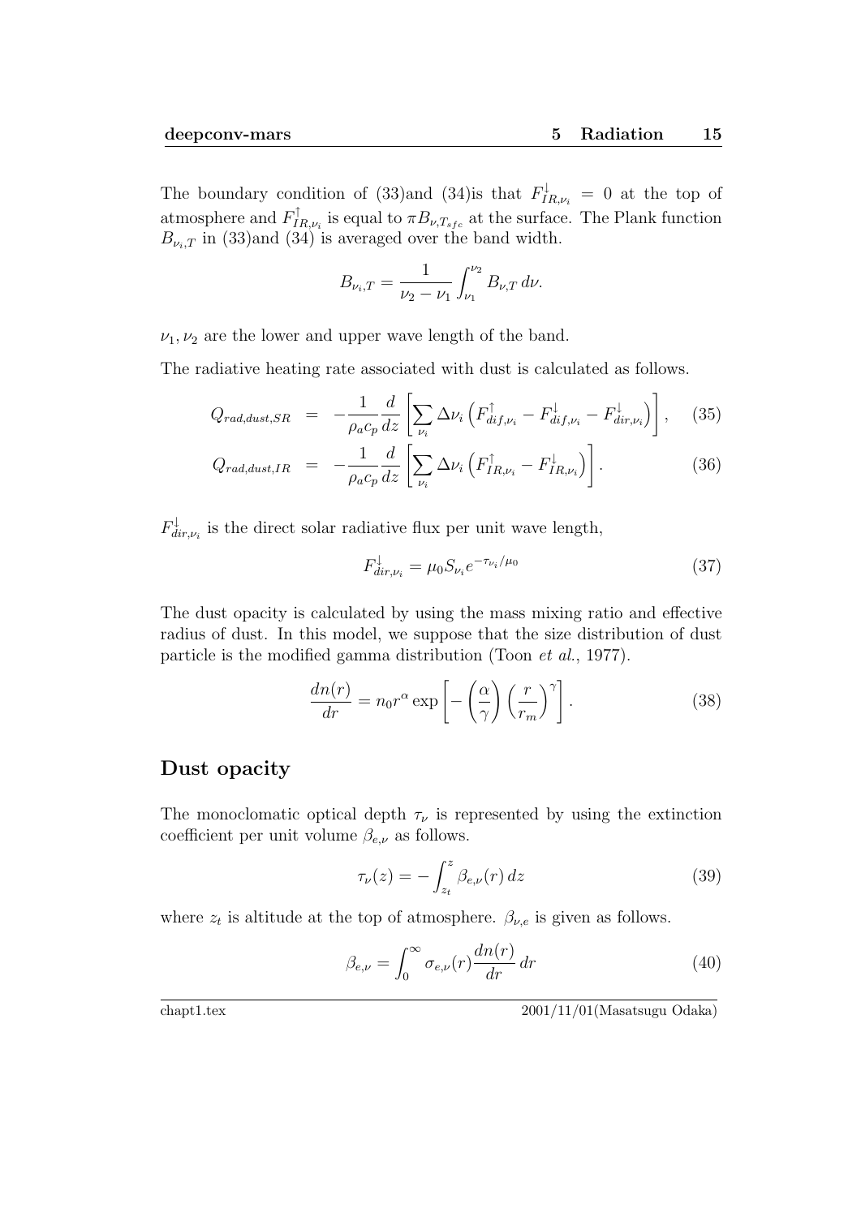The boundary condition of (33)and (34)is that $F^{\downarrow}_{IR,\nu_i} = 0$ at the top of atmosphere and $F^{\uparrow}_{IR,\nu_i}$ is equal to $\pi B_{\nu,T_{sfc}}$ at the surface. The Plank function $B_{\nu_i,T}$ in (33)and (34) is averaged over the band width.

$$B_{\nu_i,T} = \frac{1}{\nu_2 - \nu_1} \int_{\nu_1}^{\nu_2} B_{\nu,T} \, d\nu.$$

$\nu_1, \nu_2$ are the lower and upper wave length of the band.

The radiative heating rate associated with dust is calculated as follows.

$$Q_{rad,dust,SR} = -\frac{1}{\rho_a c_p} \frac{d}{dz} \left[ \sum_{\nu_i} \Delta\nu_i \left( F^{\uparrow}_{dif,\nu_i} - F^{\downarrow}_{dif,\nu_i} - F^{\downarrow}_{dir,\nu_i} \right) \right], \quad (35)$$

$$Q_{rad,dust,IR} = -\frac{1}{\rho_a c_p} \frac{d}{dz} \left[ \sum_{\nu_i} \Delta\nu_i \left( F^{\uparrow}_{IR,\nu_i} - F^{\downarrow}_{IR,\nu_i} \right) \right]. \quad (36)$$

$F^{\downarrow}_{dir,\nu_i}$ is the direct solar radiative flux per unit wave length,

$$F^{\downarrow}_{dir,\nu_i} = \mu_0 S_{\nu_i} e^{-\tau_{\nu_i}/\mu_0} \quad (37)$$

The dust opacity is calculated by using the mass mixing ratio and effective radius of dust. In this model, we suppose that the size distribution of dust particle is the modified gamma distribution (Toon *et al.*, 1977).

$$\frac{dn(r)}{dr} = n_0 r^{\alpha} \exp\left[ -\left(\frac{\alpha}{\gamma}\right) \left(\frac{r}{r_m}\right)^{\gamma} \right]. \quad (38)$$

## Dust opacity

The monoclomatic optical depth $\tau_\nu$ is represented by using the extinction coefficient per unit volume $\beta_{e,\nu}$ as follows.

$$\tau_\nu(z) = -\int_{z_t}^{z} \beta_{e,\nu}(r) \, dz \quad (39)$$

where $z_t$ is altitude at the top of atmosphere. $\beta_{\nu,e}$ is given as follows.

$$\beta_{e,\nu} = \int_0^{\infty} \sigma_{e,\nu}(r) \frac{dn(r)}{dr} \, dr \quad (40)$$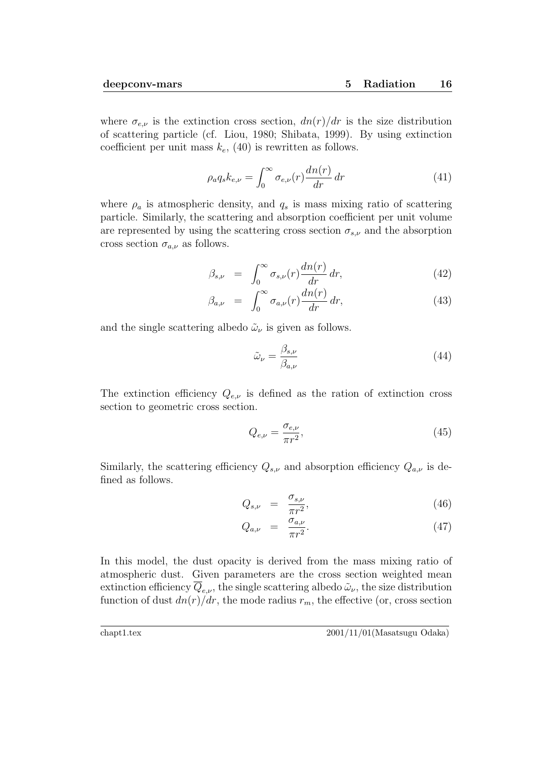where $\sigma_{e,\nu}$ is the extinction cross section, $dn(r)/dr$ is the size distribution of scattering particle (cf. Liou, 1980; Shibata, 1999). By using extinction coefficient per unit mass $k_e$, (40) is rewritten as follows.

$$\rho_a q_s k_{e,\nu} = \int_0^\infty \sigma_{e,\nu}(r) \frac{dn(r)}{dr} \, dr \tag{41}$$

where $\rho_a$ is atmospheric density, and $q_s$ is mass mixing ratio of scattering particle. Similarly, the scattering and absorption coefficient per unit volume are represented by using the scattering cross section $\sigma_{s,\nu}$ and the absorption cross section $\sigma_{a,\nu}$ as follows.

$$\beta_{s,\nu} = \int_0^\infty \sigma_{s,\nu}(r) \frac{dn(r)}{dr} \, dr, \tag{42}$$

$$\beta_{a,\nu} = \int_0^\infty \sigma_{a,\nu}(r) \frac{dn(r)}{dr} \, dr, \tag{43}$$

and the single scattering albedo $\tilde{\omega}_\nu$ is given as follows.

$$\tilde{\omega}_\nu = \frac{\beta_{s,\nu}}{\beta_{a,\nu}} \tag{44}$$

The extinction efficiency $Q_{e,\nu}$ is defined as the ration of extinction cross section to geometric cross section.

$$Q_{e,\nu} = \frac{\sigma_{e,\nu}}{\pi r^2}, \tag{45}$$

Similarly, the scattering efficiency $Q_{s,\nu}$ and absorption efficiency $Q_{a,\nu}$ is defined as follows.

$$Q_{s,\nu} = \frac{\sigma_{s,\nu}}{\pi r^2}, \tag{46}$$

$$Q_{a,\nu} = \frac{\sigma_{a,\nu}}{\pi r^2}. \tag{47}$$

In this model, the dust opacity is derived from the mass mixing ratio of atmospheric dust. Given parameters are the cross section weighted mean extinction efficiency $\overline{Q}_{e,\nu}$, the single scattering albedo $\tilde{\omega}_\nu$, the size distribution function of dust $dn(r)/dr$, the mode radius $r_m$, the effective (or, cross section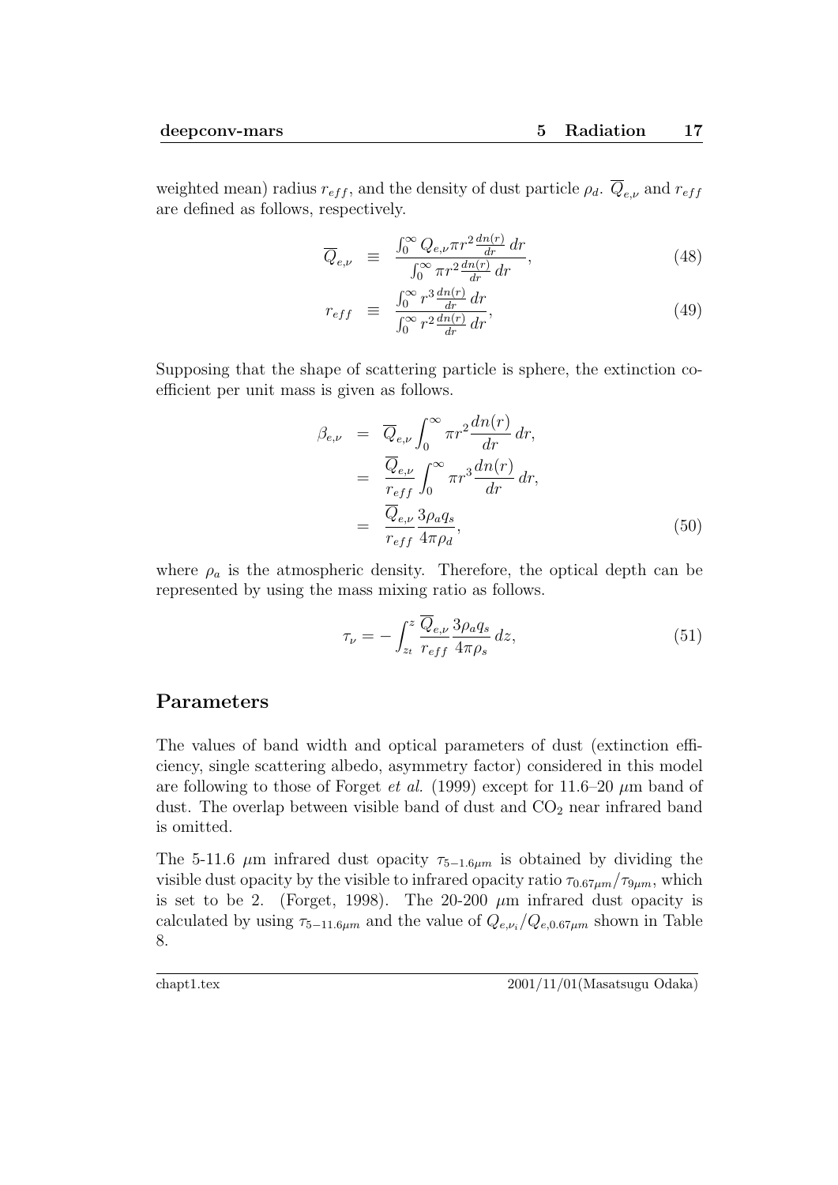weighted mean) radius $r_{eff}$, and the density of dust particle $\rho_d$. $\overline{Q}_{e,\nu}$ and $r_{eff}$ are defined as follows, respectively.

$$
\overline{Q}_{e,\nu} \equiv \frac{\int_0^\infty Q_{e,\nu} \pi r^2 \frac{dn(r)}{dr} \, dr}{\int_0^\infty \pi r^2 \frac{dn(r)}{dr} \, dr}, \tag{48}
$$

$$
r_{eff} \equiv \frac{\int_0^\infty r^3 \frac{dn(r)}{dr} \, dr}{\int_0^\infty r^2 \frac{dn(r)}{dr} \, dr}, \tag{49}
$$

Supposing that the shape of scattering particle is sphere, the extinction coefficient per unit mass is given as follows.

$$
\begin{aligned}
\beta_{e,\nu} &= \overline{Q}_{e,\nu} \int_0^\infty \pi r^2 \frac{dn(r)}{dr} \, dr, \\
&= \frac{\overline{Q}_{e,\nu}}{r_{eff}} \int_0^\infty \pi r^3 \frac{dn(r)}{dr} \, dr, \\
&= \frac{\overline{Q}_{e,\nu}}{r_{eff}} \frac{3\rho_a q_s}{4\pi\rho_d},
\end{aligned} \tag{50}
$$

where $\rho_a$ is the atmospheric density. Therefore, the optical depth can be represented by using the mass mixing ratio as follows.

$$
\tau_\nu = -\int_{zt}^{z} \frac{\overline{Q}_{e,\nu}}{r_{eff}} \frac{3\rho_a q_s}{4\pi\rho_s} \, dz, \tag{51}
$$

## Parameters

The values of band width and optical parameters of dust (extinction efficiency, single scattering albedo, asymmetry factor) considered in this model are following to those of Forget *et al.* (1999) except for 11.6–20 $\mu$m band of dust. The overlap between visible band of dust and $CO_2$ near infrared band is omitted.

The 5-11.6 $\mu$m infrared dust opacity $\tau_{5-1.6\mu m}$ is obtained by dividing the visible dust opacity by the visible to infrared opacity ratio $\tau_{0.67\mu m}/\tau_{9\mu m}$, which is set to be 2. (Forget, 1998). The 20-200 $\mu$m infrared dust opacity is calculated by using $\tau_{5-11.6\mu m}$ and the value of $Q_{e,\nu_i}/Q_{e,0.67\mu m}$ shown in Table 8.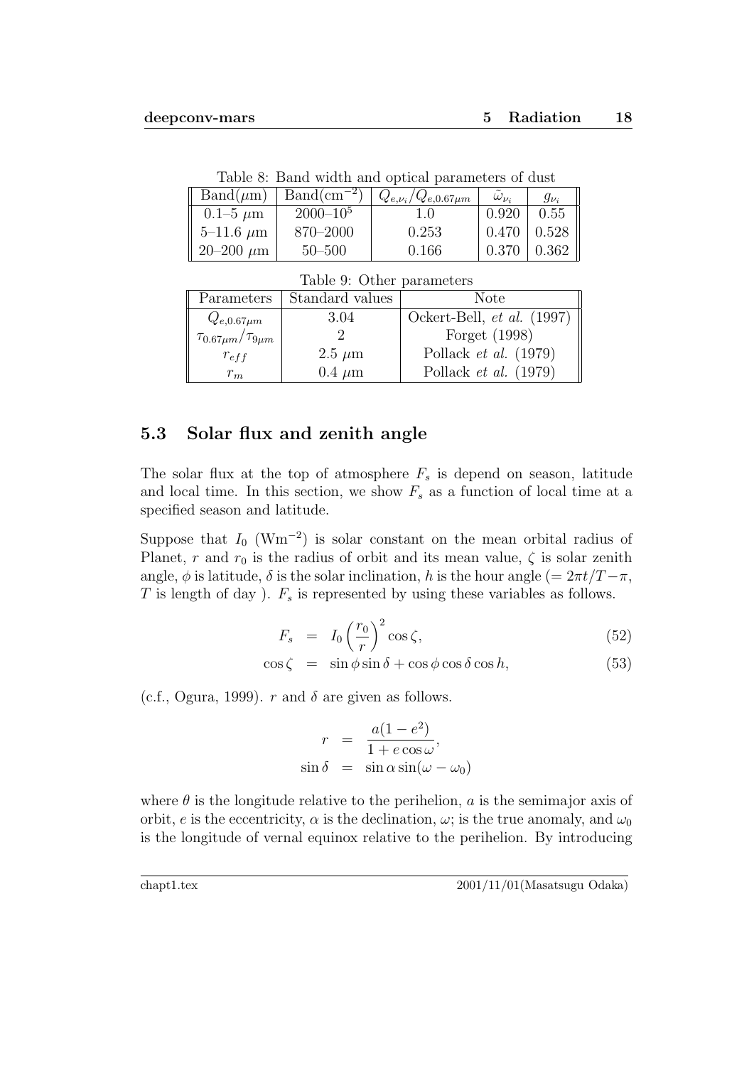Table 8: Band width and optical parameters of dust

| Band($\mu$m) | Band($\mathrm{cm}^{-2}$) | $Q_{e,\nu_i}/Q_{e,0.67\mu m}$ | $\tilde{\omega}_{\nu_i}$ | $g_{\nu_i}$ |
|---|---|---|---|---|
| 0.1–5 $\mu$m | 2000–$10^5$ | 1.0 | 0.920 | 0.55 |
| 5–11.6 $\mu$m | 870–2000 | 0.253 | 0.470 | 0.528 |
| 20–200 $\mu$m | 50–500 | 0.166 | 0.370 | 0.362 |

Table 9: Other parameters

| Parameters | Standard values | Note |
|---|---|---|
| $Q_{e,0.67\mu m}$ | 3.04 | Ockert-Bell, *et al.* (1997) |
| $\tau_{0.67\mu m}/\tau_{9\mu m}$ | 2 | Forget (1998) |
| $r_{eff}$ | 2.5 $\mu$m | Pollack *et al.* (1979) |
| $r_m$ | 0.4 $\mu$m | Pollack *et al.* (1979) |

## 5.3 Solar flux and zenith angle

The solar flux at the top of atmosphere $F_s$ is depend on season, latitude and local time. In this section, we show $F_s$ as a function of local time at a specified season and latitude.

Suppose that $I_0$ ($\mathrm{Wm}^{-2}$) is solar constant on the mean orbital radius of Planet, $r$ and $r_0$ is the radius of orbit and its mean value, $\zeta$ is solar zenith angle, $\phi$ is latitude, $\delta$ is the solar inclination, $h$ is the hour angle ($= 2\pi t/T - \pi$, $T$ is length of day ). $F_s$ is represented by using these variables as follows.

$$F_s = I_0 \left(\frac{r_0}{r}\right)^2 \cos\zeta, \tag{52}$$

$$\cos\zeta = \sin\phi\sin\delta + \cos\phi\cos\delta\cos h, \tag{53}$$

(c.f., Ogura, 1999). $r$ and $\delta$ are given as follows.

$$r = \frac{a(1-e^2)}{1+e\cos\omega},$$

$$\sin\delta = \sin\alpha\sin(\omega - \omega_0)$$

where $\theta$ is the longitude relative to the perihelion, $a$ is the semimajor axis of orbit, $e$ is the eccentricity, $\alpha$ is the declination, $\omega$; is the true anomaly, and $\omega_0$ is the longitude of vernal equinox relative to the perihelion. By introducing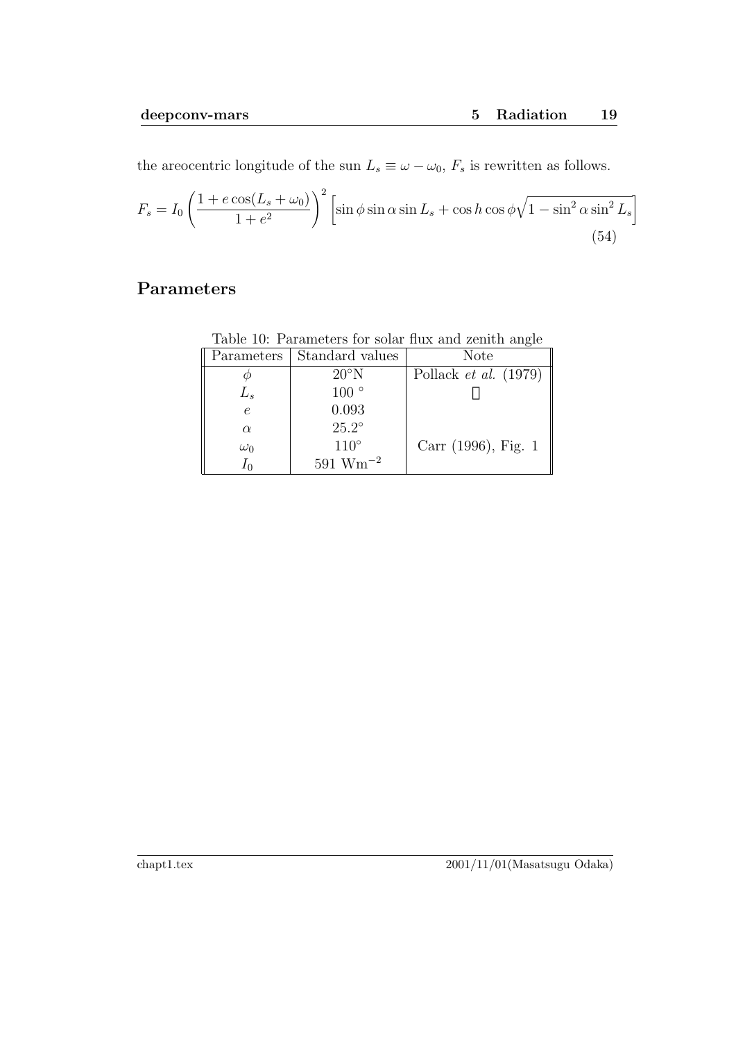the areocentric longitude of the sun $L_s \equiv \omega - \omega_0$, $F_s$ is rewritten as follows.

$$F_s = I_0 \left( \frac{1 + e\cos(L_s + \omega_0)}{1 + e^2} \right)^2 \left[ \sin\phi \sin\alpha \sin L_s + \cos h \cos\phi \sqrt{1 - \sin^2\alpha \sin^2 L_s} \right] \quad (54)$$

## Parameters

Table 10: Parameters for solar flux and zenith angle

| Parameters | Standard values | Note |
|---|---|---|
| $\phi$ | $20^\circ$N | Pollack *et al.* (1979) |
| $L_s$ | $100\ ^\circ$ | 〃 |
| $e$ | 0.093 | |
| $\alpha$ | $25.2^\circ$ | |
| $\omega_0$ | $110^\circ$ | Carr (1996), Fig. 1 |
| $I_0$ | 591 $\mathrm{Wm}^{-2}$ | |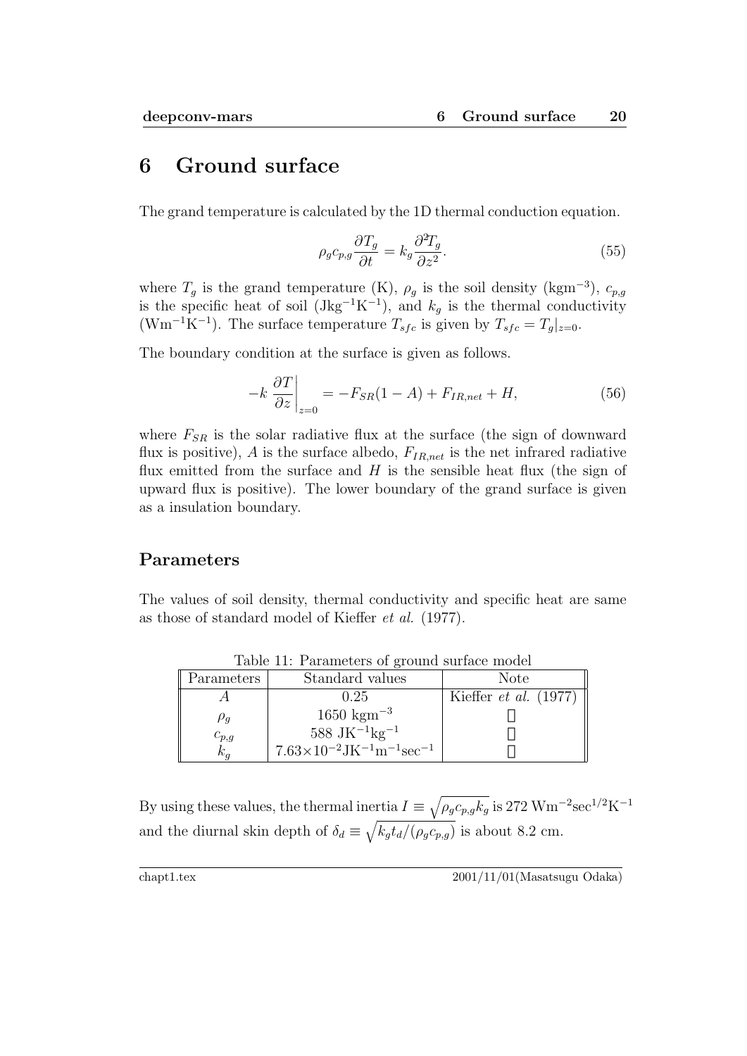## 6 Ground surface

The grand temperature is calculated by the 1D thermal conduction equation.

$$\rho_g c_{p,g} \frac{\partial T_g}{\partial t} = k_g \frac{\partial^2 T_g}{\partial z^2}. \tag{55}$$

where $T_g$ is the grand temperature (K), $\rho_g$ is the soil density ($\mathrm{kgm^{-3}}$), $c_{p,g}$ is the specific heat of soil ($\mathrm{Jkg^{-1}K^{-1}}$), and $k_g$ is the thermal conductivity ($\mathrm{Wm^{-1}K^{-1}}$). The surface temperature $T_{sfc}$ is given by $T_{sfc} = T_g|_{z=0}$.

The boundary condition at the surface is given as follows.

$$-k \left.\frac{\partial T}{\partial z}\right|_{z=0} = -F_{SR}(1-A) + F_{IR,net} + H, \tag{56}$$

where $F_{SR}$ is the solar radiative flux at the surface (the sign of downward flux is positive), $A$ is the surface albedo, $F_{IR,net}$ is the net infrared radiative flux emitted from the surface and $H$ is the sensible heat flux (the sign of upward flux is positive). The lower boundary of the grand surface is given as a insulation boundary.

### Parameters

The values of soil density, thermal conductivity and specific heat are same as those of standard model of Kieffer *et al.* (1977).

Table 11: Parameters of ground surface model

| Parameters | Standard values | Note |
|---|---|---|
| $A$ | 0.25 | Kieffer *et al.* (1977) |
| $\rho_g$ | 1650 $\mathrm{kgm^{-3}}$ | 〃 |
| $c_{p,g}$ | 588 $\mathrm{JK^{-1}kg^{-1}}$ | 〃 |
| $k_g$ | $7.63\times10^{-2}\mathrm{JK^{-1}m^{-1}sec^{-1}}$ | 〃 |

By using these values, the thermal inertia $I \equiv \sqrt{\rho_g c_{p,g} k_g}$ is 272 $\mathrm{Wm^{-2}sec^{1/2}K^{-1}}$ and the diurnal skin depth of $\delta_d \equiv \sqrt{k_g t_d/(\rho_g c_{p,g})}$ is about 8.2 cm.

chapt1.tex 2001/11/01(Masatsugu Odaka)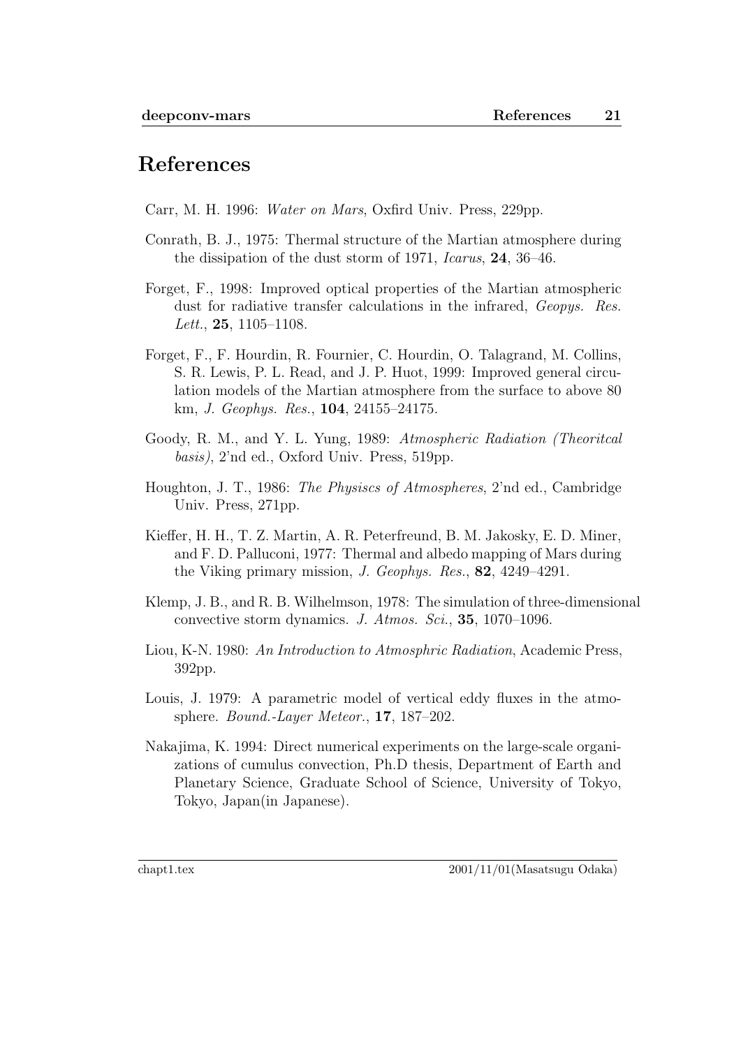# References

Carr, M. H. 1996: *Water on Mars*, Oxfird Univ. Press, 229pp.

Conrath, B. J., 1975: Thermal structure of the Martian atmosphere during the dissipation of the dust storm of 1971, *Icarus*, **24**, 36–46.

Forget, F., 1998: Improved optical properties of the Martian atmospheric dust for radiative transfer calculations in the infrared, *Geopys. Res. Lett.*, **25**, 1105–1108.

Forget, F., F. Hourdin, R. Fournier, C. Hourdin, O. Talagrand, M. Collins, S. R. Lewis, P. L. Read, and J. P. Huot, 1999: Improved general circulation models of the Martian atmosphere from the surface to above 80 km, *J. Geophys. Res.*, **104**, 24155–24175.

Goody, R. M., and Y. L. Yung, 1989: *Atmospheric Radiation (Theoritcal basis)*, 2'nd ed., Oxford Univ. Press, 519pp.

Houghton, J. T., 1986: *The Physiscs of Atmospheres*, 2'nd ed., Cambridge Univ. Press, 271pp.

Kieffer, H. H., T. Z. Martin, A. R. Peterfreund, B. M. Jakosky, E. D. Miner, and F. D. Palluconi, 1977: Thermal and albedo mapping of Mars during the Viking primary mission, *J. Geophys. Res.*, **82**, 4249–4291.

Klemp, J. B., and R. B. Wilhelmson, 1978: The simulation of three-dimensional convective storm dynamics. *J. Atmos. Sci.*, **35**, 1070–1096.

Liou, K-N. 1980: *An Introduction to Atmosphric Radiation*, Academic Press, 392pp.

Louis, J. 1979: A parametric model of vertical eddy fluxes in the atmosphere. *Bound.-Layer Meteor.*, **17**, 187–202.

Nakajima, K. 1994: Direct numerical experiments on the large-scale organizations of cumulus convection, Ph.D thesis, Department of Earth and Planetary Science, Graduate School of Science, University of Tokyo, Tokyo, Japan(in Japanese).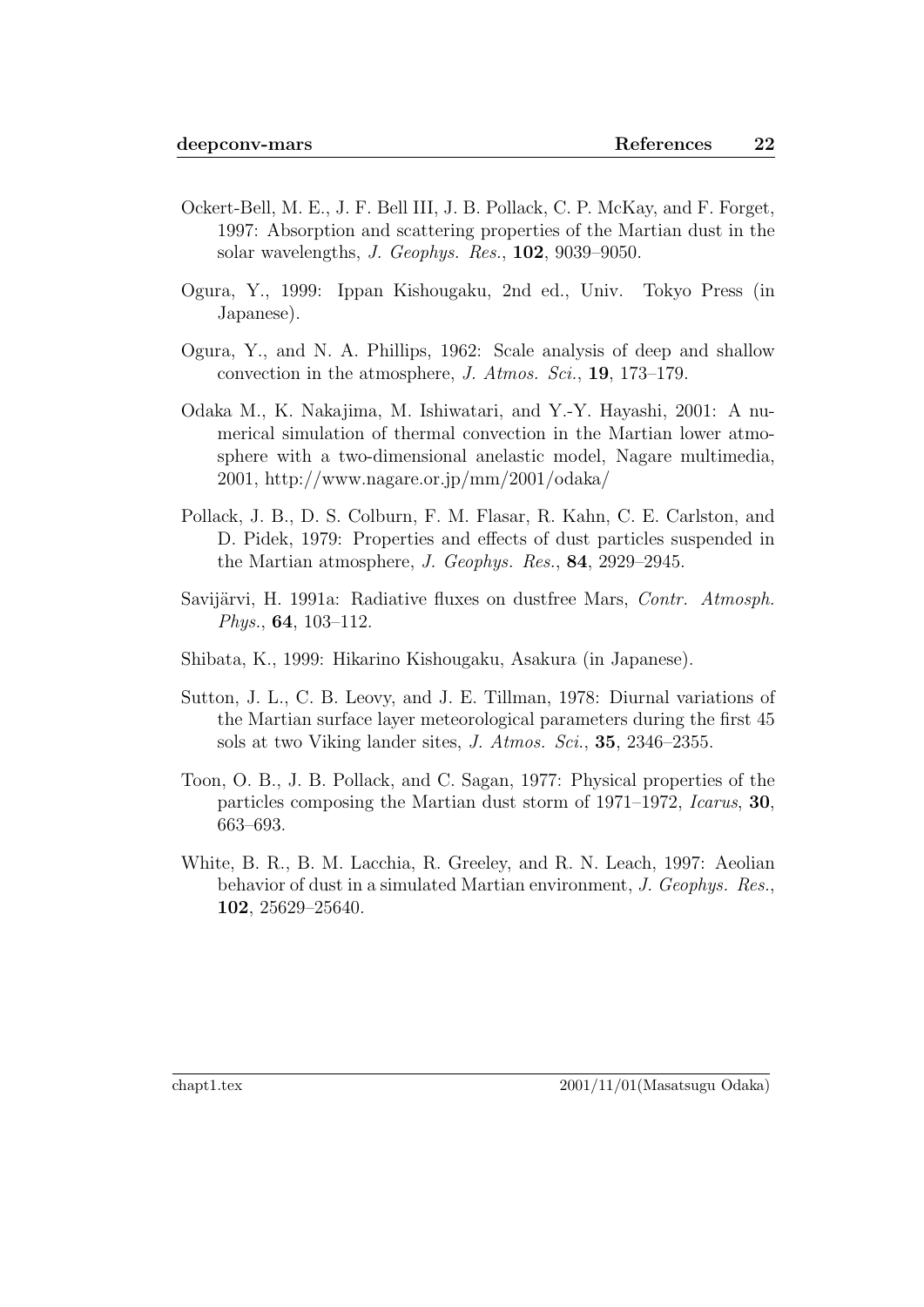Ockert-Bell, M. E., J. F. Bell III, J. B. Pollack, C. P. McKay, and F. Forget, 1997: Absorption and scattering properties of the Martian dust in the solar wavelengths, *J. Geophys. Res.*, **102**, 9039–9050.

Ogura, Y., 1999: Ippan Kishougaku, 2nd ed., Univ. Tokyo Press (in Japanese).

Ogura, Y., and N. A. Phillips, 1962: Scale analysis of deep and shallow convection in the atmosphere, *J. Atmos. Sci.*, **19**, 173–179.

Odaka M., K. Nakajima, M. Ishiwatari, and Y.-Y. Hayashi, 2001: A numerical simulation of thermal convection in the Martian lower atmosphere with a two-dimensional anelastic model, Nagare multimedia, 2001, http://www.nagare.or.jp/mm/2001/odaka/

Pollack, J. B., D. S. Colburn, F. M. Flasar, R. Kahn, C. E. Carlston, and D. Pidek, 1979: Properties and effects of dust particles suspended in the Martian atmosphere, *J. Geophys. Res.*, **84**, 2929–2945.

Savijärvi, H. 1991a: Radiative fluxes on dustfree Mars, *Contr. Atmosph. Phys.*, **64**, 103–112.

Shibata, K., 1999: Hikarino Kishougaku, Asakura (in Japanese).

Sutton, J. L., C. B. Leovy, and J. E. Tillman, 1978: Diurnal variations of the Martian surface layer meteorological parameters during the first 45 sols at two Viking lander sites, *J. Atmos. Sci.*, **35**, 2346–2355.

Toon, O. B., J. B. Pollack, and C. Sagan, 1977: Physical properties of the particles composing the Martian dust storm of 1971–1972, *Icarus*, **30**, 663–693.

White, B. R., B. M. Lacchia, R. Greeley, and R. N. Leach, 1997: Aeolian behavior of dust in a simulated Martian environment, *J. Geophys. Res.*, **102**, 25629–25640.